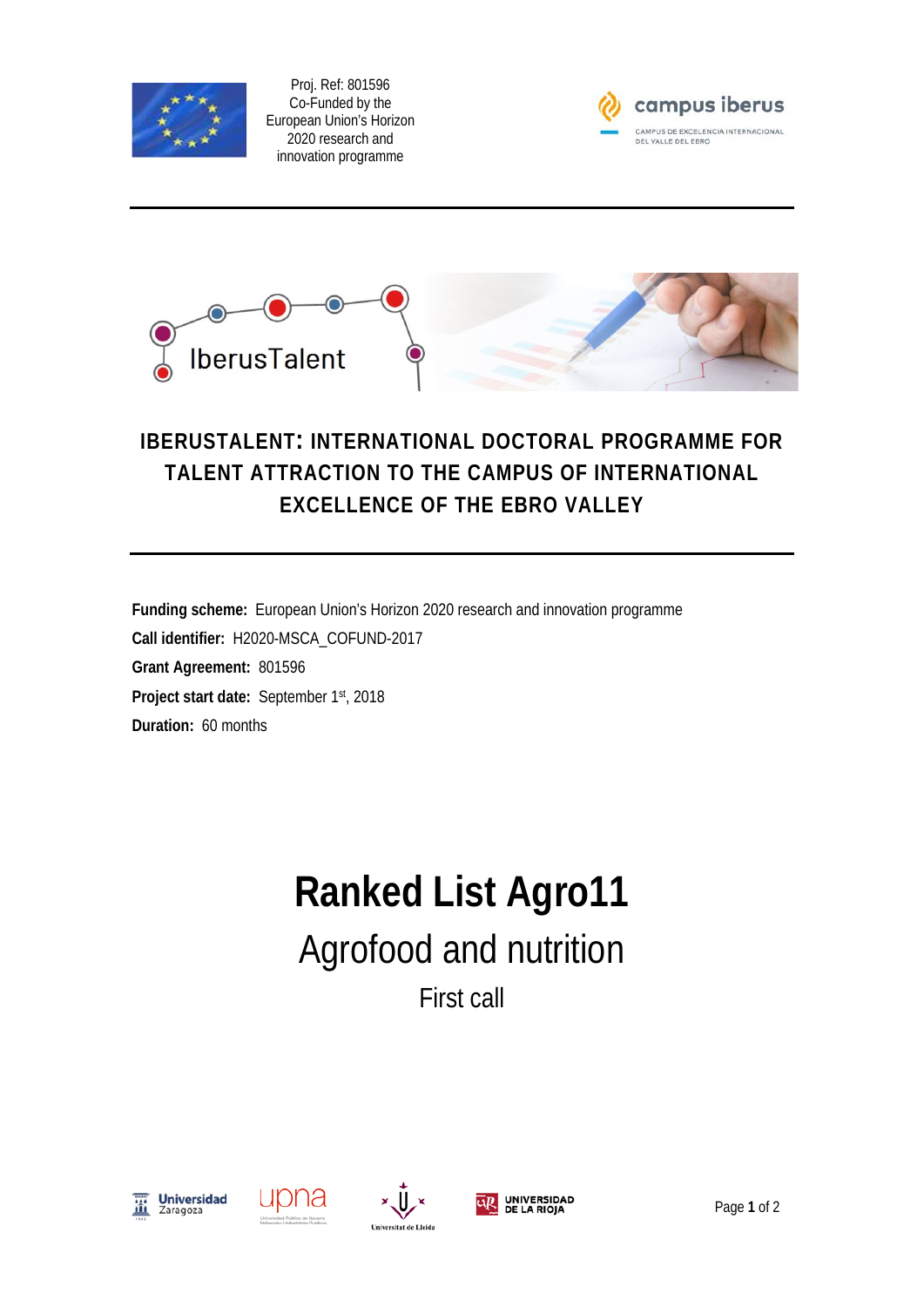Proj. Ref: 801596
Co-Funded by the
European Union's Horizon
2020 research and
innovation programme

campus iberus
CAMPUS DE EXCELENCIA INTERNACIONAL DEL VALLE DEL EBRO

IberusTalent

# IBERUSTALENT: INTERNATIONAL DOCTORAL PROGRAMME FOR TALENT ATTRACTION TO THE CAMPUS OF INTERNATIONAL EXCELLENCE OF THE EBRO VALLEY

**Funding scheme:** European Union's Horizon 2020 research and innovation programme
**Call identifier:** H2020-MSCA_COFUND-2017
**Grant Agreement:** 801596
**Project start date:** September 1st, 2018
**Duration:** 60 months

# Ranked List Agro11

## Agrofood and nutrition

### First call

Universidad Zaragoza · upna · Universitat de Lleida · Universidad de La Rioja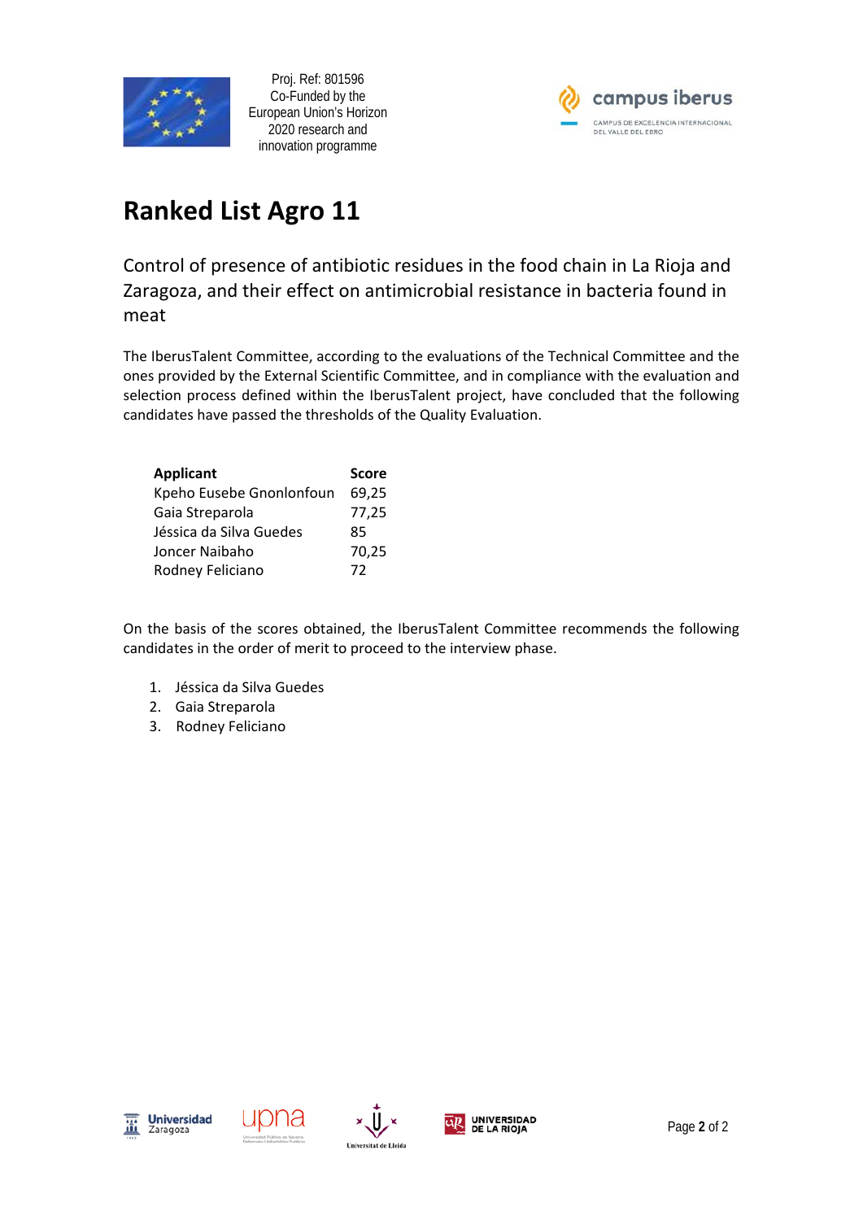Proj. Ref: 801596
Co-Funded by the European Union's Horizon 2020 research and innovation programme

# Ranked List Agro 11

## Control of presence of antibiotic residues in the food chain in La Rioja and Zaragoza, and their effect on antimicrobial resistance in bacteria found in meat

The IberusTalent Committee, according to the evaluations of the Technical Committee and the ones provided by the External Scientific Committee, and in compliance with the evaluation and selection process defined within the IberusTalent project, have concluded that the following candidates have passed the thresholds of the Quality Evaluation.

| Applicant | Score |
| --- | --- |
| Kpeho Eusebe Gnonlonfoun | 69,25 |
| Gaia Streparola | 77,25 |
| Jéssica da Silva Guedes | 85 |
| Joncer Naibaho | 70,25 |
| Rodney Feliciano | 72 |

On the basis of the scores obtained, the IberusTalent Committee recommends the following candidates in the order of merit to proceed to the interview phase.

1. Jéssica da Silva Guedes
2. Gaia Streparola
3. Rodney Feliciano